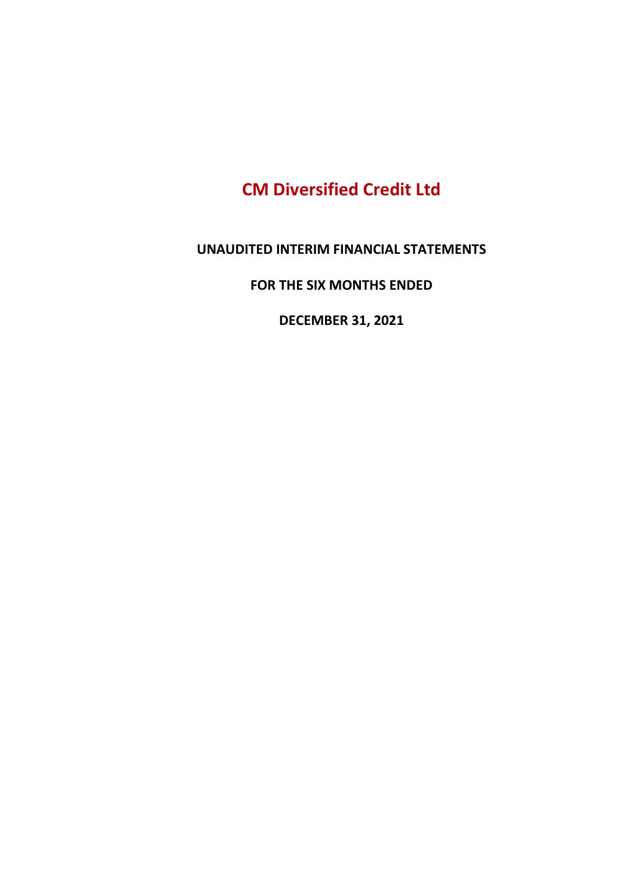# CM Diversified Credit Ltd

## UNAUDITED INTERIM FINANCIAL STATEMENTS

## FOR THE SIX MONTHS ENDED

## DECEMBER 31, 2021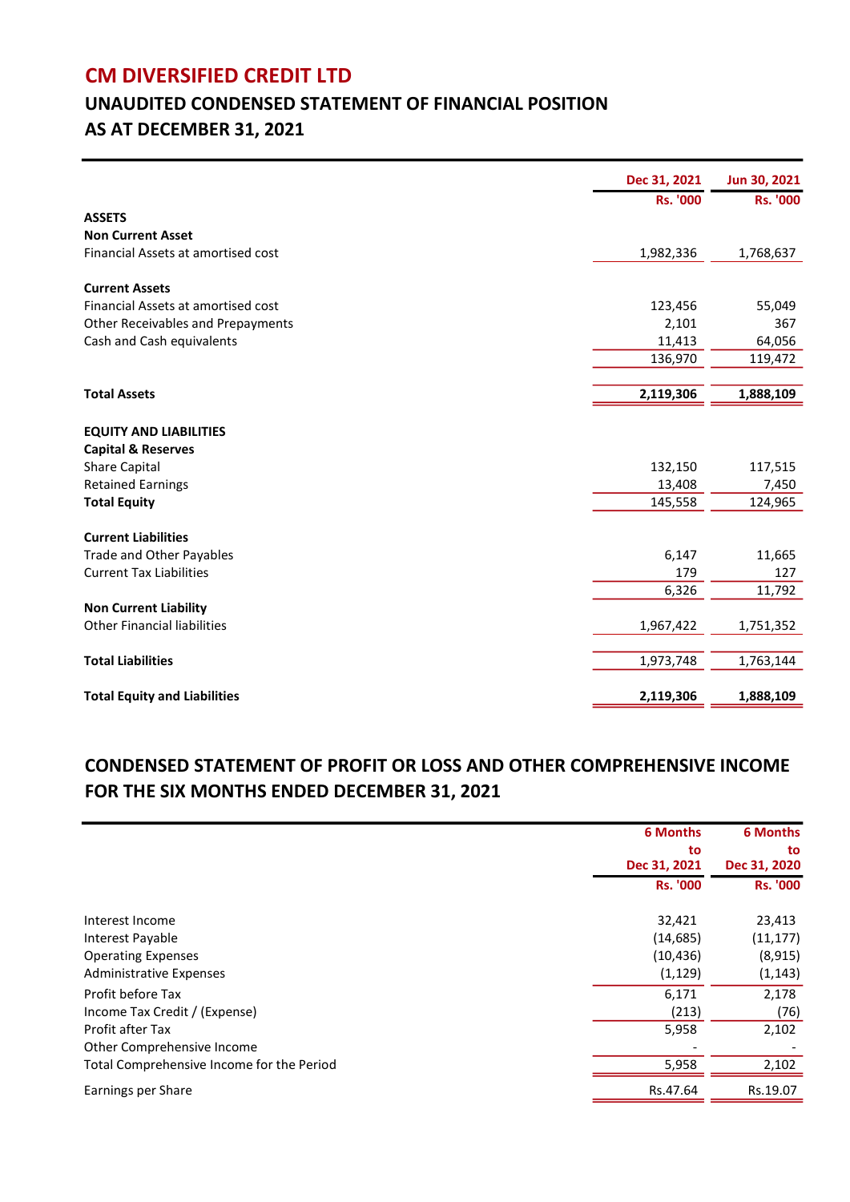# CM DIVERSIFIED CREDIT LTD

## UNAUDITED CONDENSED STATEMENT OF FINANCIAL POSITION AS AT DECEMBER 31, 2021

| | Dec 31, 2021 | Jun 30, 2021 |
|---|---|---|
| | Rs. '000 | Rs. '000 |
| **ASSETS** | | |
| **Non Current Asset** | | |
| Financial Assets at amortised cost | 1,982,336 | 1,768,637 |
| | | |
| **Current Assets** | | |
| Financial Assets at amortised cost | 123,456 | 55,049 |
| Other Receivables and Prepayments | 2,101 | 367 |
| Cash and Cash equivalents | 11,413 | 64,056 |
| | 136,970 | 119,472 |
| | | |
| **Total Assets** | **2,119,306** | **1,888,109** |
| | | |
| **EQUITY AND LIABILITIES** | | |
| **Capital & Reserves** | | |
| Share Capital | 132,150 | 117,515 |
| Retained Earnings | 13,408 | 7,450 |
| **Total Equity** | 145,558 | 124,965 |
| | | |
| **Current Liabilities** | | |
| Trade and Other Payables | 6,147 | 11,665 |
| Current Tax Liabilities | 179 | 127 |
| | 6,326 | 11,792 |
| **Non Current Liability** | | |
| Other Financial liabilities | 1,967,422 | 1,751,352 |
| | | |
| **Total Liabilities** | 1,973,748 | 1,763,144 |
| | | |
| **Total Equity and Liabilities** | **2,119,306** | **1,888,109** |

## CONDENSED STATEMENT OF PROFIT OR LOSS AND OTHER COMPREHENSIVE INCOME FOR THE SIX MONTHS ENDED DECEMBER 31, 2021

| | 6 Months to Dec 31, 2021 | 6 Months to Dec 31, 2020 |
|---|---|---|
| | Rs. '000 | Rs. '000 |
| Interest Income | 32,421 | 23,413 |
| Interest Payable | (14,685) | (11,177) |
| Operating Expenses | (10,436) | (8,915) |
| Administrative Expenses | (1,129) | (1,143) |
| Profit before Tax | 6,171 | 2,178 |
| Income Tax Credit / (Expense) | (213) | (76) |
| Profit after Tax | 5,958 | 2,102 |
| Other Comprehensive Income | - | - |
| Total Comprehensive Income for the Period | 5,958 | 2,102 |
| Earnings per Share | Rs.47.64 | Rs.19.07 |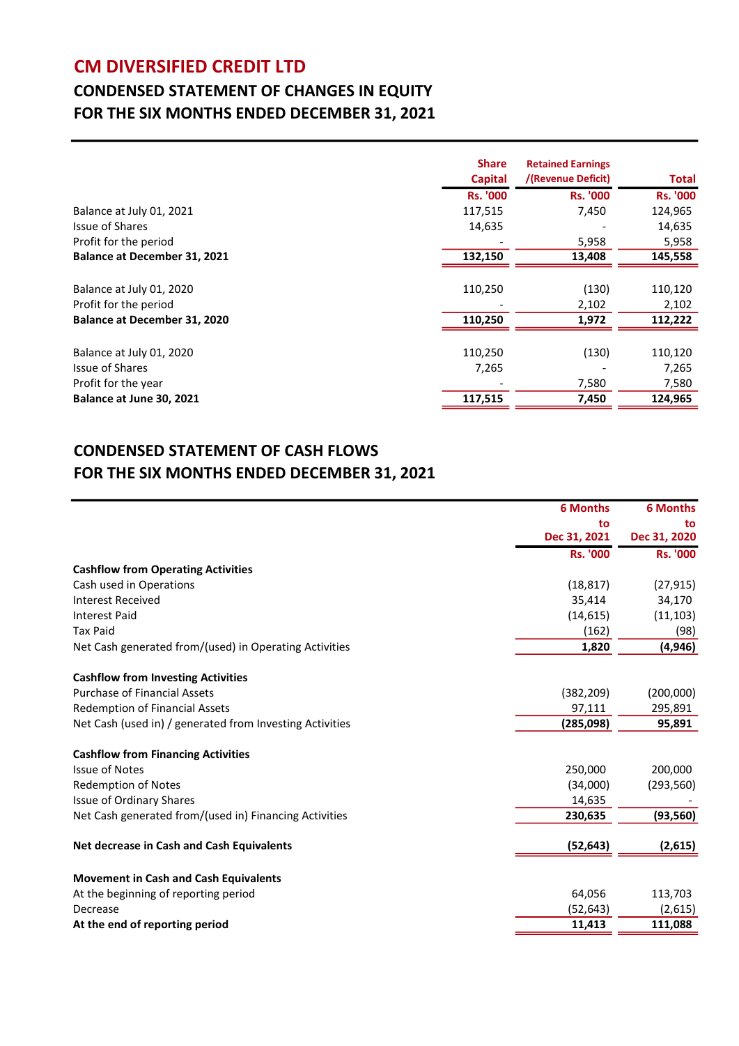# CM DIVERSIFIED CREDIT LTD

## CONDENSED STATEMENT OF CHANGES IN EQUITY
## FOR THE SIX MONTHS ENDED DECEMBER 31, 2021

| | Share Capital | Retained Earnings /(Revenue Deficit) | Total |
|---|---|---|---|
| | Rs. '000 | Rs. '000 | Rs. '000 |
| Balance at July 01, 2021 | 117,515 | 7,450 | 124,965 |
| Issue of Shares | 14,635 | - | 14,635 |
| Profit for the period | - | 5,958 | 5,958 |
| **Balance at December 31, 2021** | **132,150** | **13,408** | **145,558** |
| | | | |
| Balance at July 01, 2020 | 110,250 | (130) | 110,120 |
| Profit for the period | - | 2,102 | 2,102 |
| **Balance at December 31, 2020** | **110,250** | **1,972** | **112,222** |
| | | | |
| Balance at July 01, 2020 | 110,250 | (130) | 110,120 |
| Issue of Shares | 7,265 | - | 7,265 |
| Profit for the year | - | 7,580 | 7,580 |
| **Balance at June 30, 2021** | **117,515** | **7,450** | **124,965** |

## CONDENSED STATEMENT OF CASH FLOWS
## FOR THE SIX MONTHS ENDED DECEMBER 31, 2021

| | 6 Months to Dec 31, 2021 | 6 Months to Dec 31, 2020 |
|---|---|---|
| | Rs. '000 | Rs. '000 |
| **Cashflow from Operating Activities** | | |
| Cash used in Operations | (18,817) | (27,915) |
| Interest Received | 35,414 | 34,170 |
| Interest Paid | (14,615) | (11,103) |
| Tax Paid | (162) | (98) |
| Net Cash generated from/(used) in Operating Activities | **1,820** | **(4,946)** |
| | | |
| **Cashflow from Investing Activities** | | |
| Purchase of Financial Assets | (382,209) | (200,000) |
| Redemption of Financial Assets | 97,111 | 295,891 |
| Net Cash (used in) / generated from Investing Activities | **(285,098)** | **95,891** |
| | | |
| **Cashflow from Financing Activities** | | |
| Issue of Notes | 250,000 | 200,000 |
| Redemption of Notes | (34,000) | (293,560) |
| Issue of Ordinary Shares | 14,635 | - |
| Net Cash generated from/(used in) Financing Activities | **230,635** | **(93,560)** |
| | | |
| **Net decrease in Cash and Cash Equivalents** | **(52,643)** | **(2,615)** |
| | | |
| **Movement in Cash and Cash Equivalents** | | |
| At the beginning of reporting period | 64,056 | 113,703 |
| Decrease | (52,643) | (2,615) |
| **At the end of reporting period** | **11,413** | **111,088** |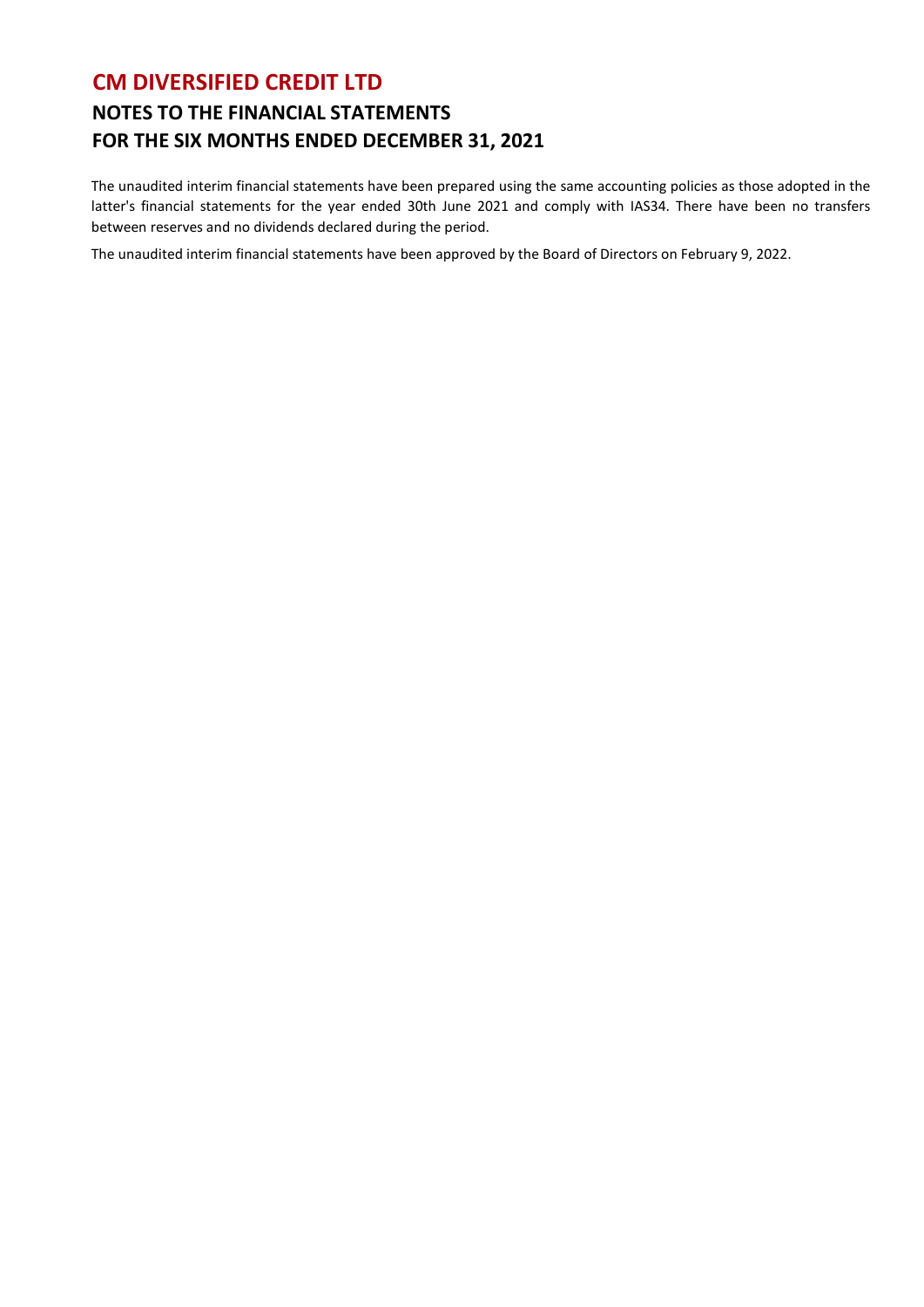# CM DIVERSIFIED CREDIT LTD

## NOTES TO THE FINANCIAL STATEMENTS

## FOR THE SIX MONTHS ENDED DECEMBER 31, 2021

The unaudited interim financial statements have been prepared using the same accounting policies as those adopted in the latter's financial statements for the year ended 30th June 2021 and comply with IAS34. There have been no transfers between reserves and no dividends declared during the period.

The unaudited interim financial statements have been approved by the Board of Directors on February 9, 2022.